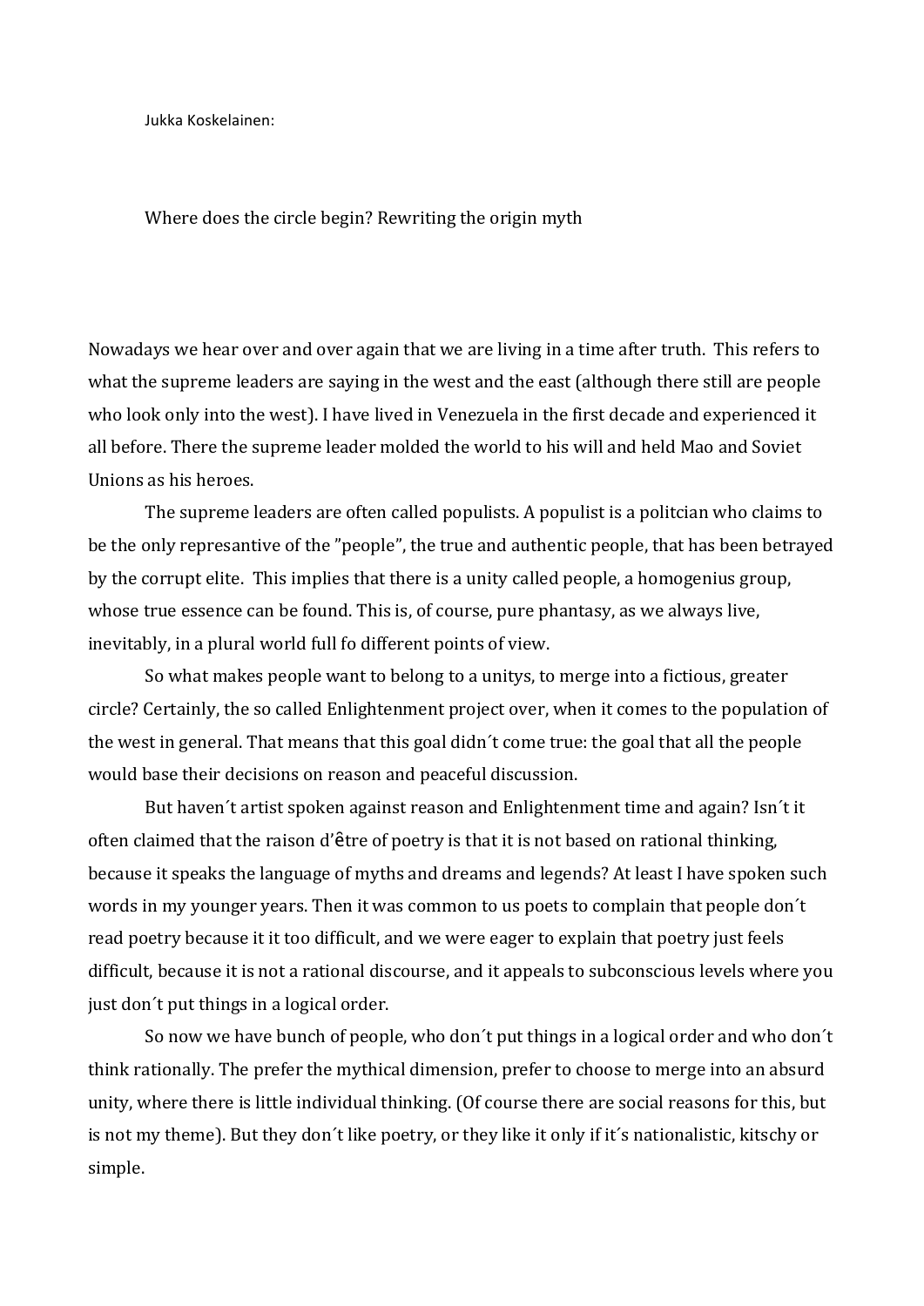Jukka Koskelainen:

# Where does the circle begin? Rewriting the origin myth

Nowadays we hear over and over again that we are living in a time after truth. This refers to what the supreme leaders are saying in the west and the east (although there still are people who look only into the west). I have lived in Venezuela in the first decade and experienced it all before. There the supreme leader molded the world to his will and held Mao and Soviet Unions as his heroes.

The supreme leaders are often called populists. A populist is a politcian who claims to be the only represantive of the "people", the true and authentic people, that has been betrayed by the corrupt elite. This implies that there is a unity called people, a homogenius group, whose true essence can be found. This is, of course, pure phantasy, as we always live, inevitably, in a plural world full fo different points of view.

So what makes people want to belong to a unitys, to merge into a fictious, greater circle? Certainly, the so called Enlightenment project over, when it comes to the population of the west in general. That means that this goal didn´t come true: the goal that all the people would base their decisions on reason and peaceful discussion.

But haven´t artist spoken against reason and Enlightenment time and again? Isn´t it often claimed that the raison d'être of poetry is that it is not based on rational thinking, because it speaks the language of myths and dreams and legends? At least I have spoken such words in my younger years. Then it was common to us poets to complain that people don´t read poetry because it it too difficult, and we were eager to explain that poetry just feels difficult, because it is not a rational discourse, and it appeals to subconscious levels where you just don´t put things in a logical order.

So now we have bunch of people, who don´t put things in a logical order and who don´t think rationally. The prefer the mythical dimension, prefer to choose to merge into an absurd unity, where there is little individual thinking. (Of course there are social reasons for this, but is not my theme). But they don´t like poetry, or they like it only if it´s nationalistic, kitschy or simple.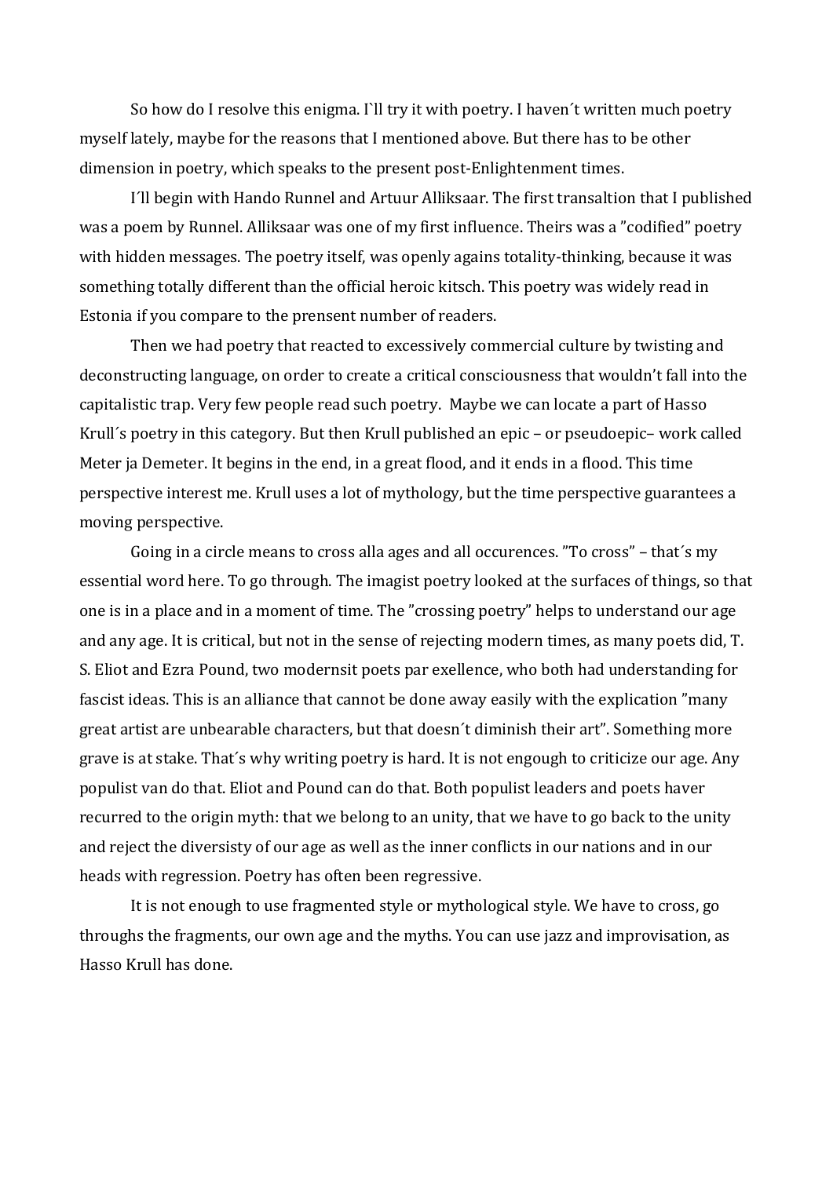So how do I resolve this enigma. I`ll try it with poetry. I haven´t written much poetry myself lately, maybe for the reasons that I mentioned above. But there has to be other dimension in poetry, which speaks to the present post-Enlightenment times.

I´ll begin with Hando Runnel and Artuur Alliksaar. The first transaltion that I published was a poem by Runnel. Alliksaar was one of my first influence. Theirs was a ”codified” poetry with hidden messages. The poetry itself, was openly agains totality-thinking, because it was something totally different than the official heroic kitsch. This poetry was widely read in Estonia if you compare to the prensent number of readers.

Then we had poetry that reacted to excessively commercial culture by twisting and deconstructing language, on order to create a critical consciousness that wouldn't fall into the capitalistic trap. Very few people read such poetry. Maybe we can locate a part of Hasso Krull´s poetry in this category. But then Krull published an epic – or pseudoepic– work called Meter ja Demeter. It begins in the end, in a great flood, and it ends in a flood. This time perspective interest me. Krull uses a lot of mythology, but the time perspective guarantees a moving perspective.

Going in a circle means to cross alla ages and all occurences. ”To cross” – that´s my essential word here. To go through. The imagist poetry looked at the surfaces of things, so that one is in a place and in a moment of time. The ”crossing poetry” helps to understand our age and any age. It is critical, but not in the sense of rejecting modern times, as many poets did, T. S. Eliot and Ezra Pound, two modernsit poets par exellence, who both had understanding for fascist ideas. This is an alliance that cannot be done away easily with the explication ”many great artist are unbearable characters, but that doesn´t diminish their art”. Something more grave is at stake. That´s why writing poetry is hard. It is not engough to criticize our age. Any populist van do that. Eliot and Pound can do that. Both populist leaders and poets haver recurred to the origin myth: that we belong to an unity, that we have to go back to the unity and reject the diversisty of our age as well as the inner conflicts in our nations and in our heads with regression. Poetry has often been regressive.

It is not enough to use fragmented style or mythological style. We have to cross, go throughs the fragments, our own age and the myths. You can use jazz and improvisation, as Hasso Krull has done.